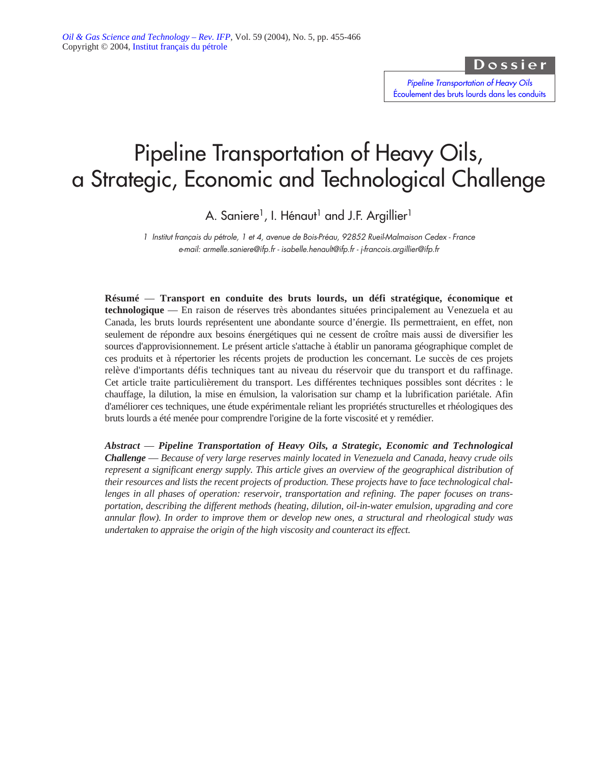Dossier

*Pipeline Transportation of Heavy Oils*
*Écoulement des bruts lourds dans les conduits*

# Pipeline Transportation of Heavy Oils, a Strategic, Economic and Technological Challenge

A. Saniere[1], I. Hénaut[1] and J.F. Argillier[1]

1 Institut français du pétrole, 1 et 4, avenue de Bois-Préau, 92852 Rueil-Malmaison Cedex - France
e-mail: armelle.saniere@ifp.fr - isabelle.henault@ifp.fr - j-francois.argillier@ifp.fr

**Résumé — Transport en conduite des bruts lourds, un défi stratégique, économique et technologique** — En raison de réserves très abondantes situées principalement au Venezuela et au Canada, les bruts lourds représentent une abondante source d'énergie. Ils permettraient, en effet, non seulement de répondre aux besoins énergétiques qui ne cessent de croître mais aussi de diversifier les sources d'approvisionnement. Le présent article s'attache à établir un panorama géographique complet de ces produits et à répertorier les récents projets de production les concernant. Le succès de ces projets relève d'importants défis techniques tant au niveau du réservoir que du transport et du raffinage. Cet article traite particulièrement du transport. Les différentes techniques possibles sont décrites : le chauffage, la dilution, la mise en émulsion, la valorisation sur champ et la lubrification pariétale. Afin d'améliorer ces techniques, une étude expérimentale reliant les propriétés structurelles et rhéologiques des bruts lourds a été menée pour comprendre l'origine de la forte viscosité et y remédier.

***Abstract — Pipeline Transportation of Heavy Oils, a Strategic, Economic and Technological Challenge*** — *Because of very large reserves mainly located in Venezuela and Canada, heavy crude oils represent a significant energy supply. This article gives an overview of the geographical distribution of their resources and lists the recent projects of production. These projects have to face technological challenges in all phases of operation: reservoir, transportation and refining. The paper focuses on transportation, describing the different methods (heating, dilution, oil-in-water emulsion, upgrading and core annular flow). In order to improve them or develop new ones, a structural and rheological study was undertaken to appraise the origin of the high viscosity and counteract its effect.*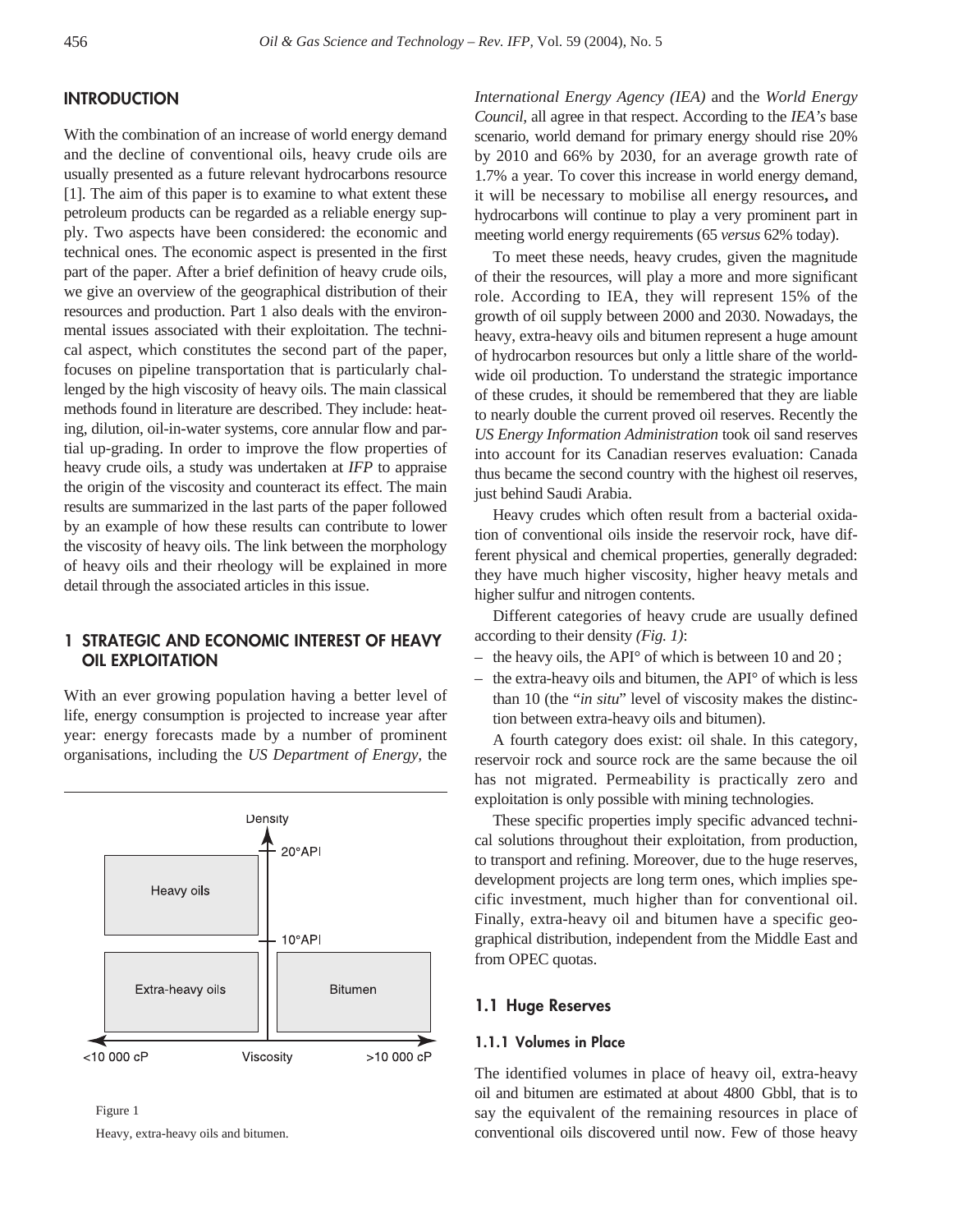## INTRODUCTION

With the combination of an increase of world energy demand and the decline of conventional oils, heavy crude oils are usually presented as a future relevant hydrocarbons resource [1]. The aim of this paper is to examine to what extent these petroleum products can be regarded as a reliable energy supply. Two aspects have been considered: the economic and technical ones. The economic aspect is presented in the first part of the paper. After a brief definition of heavy crude oils, we give an overview of the geographical distribution of their resources and production. Part 1 also deals with the environmental issues associated with their exploitation. The technical aspect, which constitutes the second part of the paper, focuses on pipeline transportation that is particularly challenged by the high viscosity of heavy oils. The main classical methods found in literature are described. They include: heating, dilution, oil-in-water systems, core annular flow and partial up-grading. In order to improve the flow properties of heavy crude oils, a study was undertaken at *IFP* to appraise the origin of the viscosity and counteract its effect. The main results are summarized in the last parts of the paper followed by an example of how these results can contribute to lower the viscosity of heavy oils. The link between the morphology of heavy oils and their rheology will be explained in more detail through the associated articles in this issue.

## 1 STRATEGIC AND ECONOMIC INTEREST OF HEAVY OIL EXPLOITATION

With an ever growing population having a better level of life, energy consumption is projected to increase year after year: energy forecasts made by a number of prominent organisations, including the *US Department of Energy*, the *International Energy Agency (IEA)* and the *World Energy Council*, all agree in that respect. According to the *IEA's* base scenario, world demand for primary energy should rise 20% by 2010 and 66% by 2030, for an average growth rate of 1.7% a year. To cover this increase in world energy demand, it will be necessary to mobilise all energy resources**,** and hydrocarbons will continue to play a very prominent part in meeting world energy requirements (65 *versus* 62% today).

To meet these needs, heavy crudes, given the magnitude of their the resources, will play a more and more significant role. According to IEA, they will represent 15% of the growth of oil supply between 2000 and 2030. Nowadays, the heavy, extra-heavy oils and bitumen represent a huge amount of hydrocarbon resources but only a little share of the worldwide oil production. To understand the strategic importance of these crudes, it should be remembered that they are liable to nearly double the current proved oil reserves. Recently the *US Energy Information Administration* took oil sand reserves into account for its Canadian reserves evaluation: Canada thus became the second country with the highest oil reserves, just behind Saudi Arabia.

Heavy crudes which often result from a bacterial oxidation of conventional oils inside the reservoir rock, have different physical and chemical properties, generally degraded: they have much higher viscosity, higher heavy metals and higher sulfur and nitrogen contents.

Different categories of heavy crude are usually defined according to their density *(Fig. 1)*:

- the heavy oils, the API° of which is between 10 and 20 ;
- the extra-heavy oils and bitumen, the API° of which is less than 10 (the "*in situ*" level of viscosity makes the distinction between extra-heavy oils and bitumen).

A fourth category does exist: oil shale. In this category, reservoir rock and source rock are the same because the oil has not migrated. Permeability is practically zero and exploitation is only possible with mining technologies.

These specific properties imply specific advanced technical solutions throughout their exploitation, from production, to transport and refining. Moreover, due to the huge reserves, development projects are long term ones, which implies specific investment, much higher than for conventional oil. Finally, extra-heavy oil and bitumen have a specific geographical distribution, independent from the Middle East and from OPEC quotas.

Density
20°API
Heavy oils
10°API
Extra-heavy oils
Bitumen
<10 000 cP
Viscosity
>10 000 cP

Figure 1

Heavy, extra-heavy oils and bitumen.

### 1.1 Huge Reserves

#### 1.1.1 Volumes in Place

The identified volumes in place of heavy oil, extra-heavy oil and bitumen are estimated at about 4800 Gbbl, that is to say the equivalent of the remaining resources in place of conventional oils discovered until now. Few of those heavy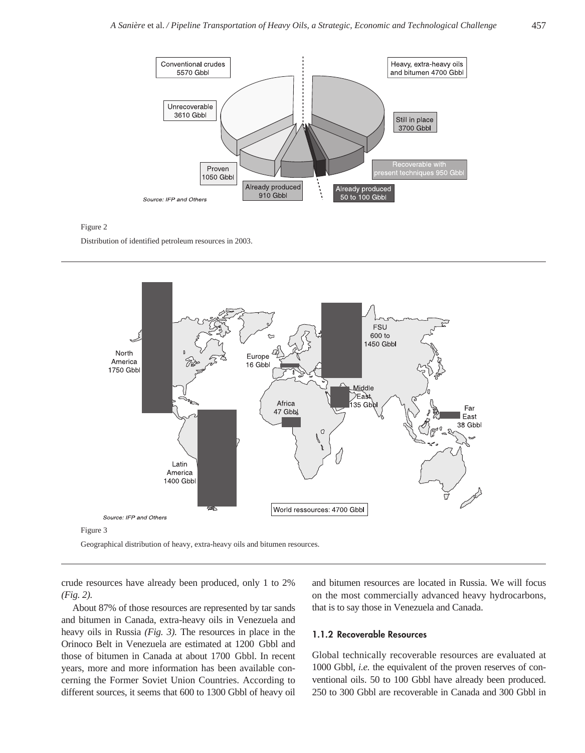Figure 2

Distribution of identified petroleum resources in 2003.

Figure 3

Geographical distribution of heavy, extra-heavy oils and bitumen resources.

crude resources have already been produced, only 1 to 2% *(Fig. 2)*.

About 87% of those resources are represented by tar sands and bitumen in Canada, extra-heavy oils in Venezuela and heavy oils in Russia *(Fig. 3)*. The resources in place in the Orinoco Belt in Venezuela are estimated at 1200 Gbbl and those of bitumen in Canada at about 1700 Gbbl. In recent years, more and more information has been available concerning the Former Soviet Union Countries. According to different sources, it seems that 600 to 1300 Gbbl of heavy oil and bitumen resources are located in Russia. We will focus on the most commercially advanced heavy hydrocarbons, that is to say those in Venezuela and Canada.

### 1.1.2 Recoverable Resources

Global technically recoverable resources are evaluated at 1000 Gbbl, *i.e.* the equivalent of the proven reserves of conventional oils. 50 to 100 Gbbl have already been produced. 250 to 300 Gbbl are recoverable in Canada and 300 Gbbl in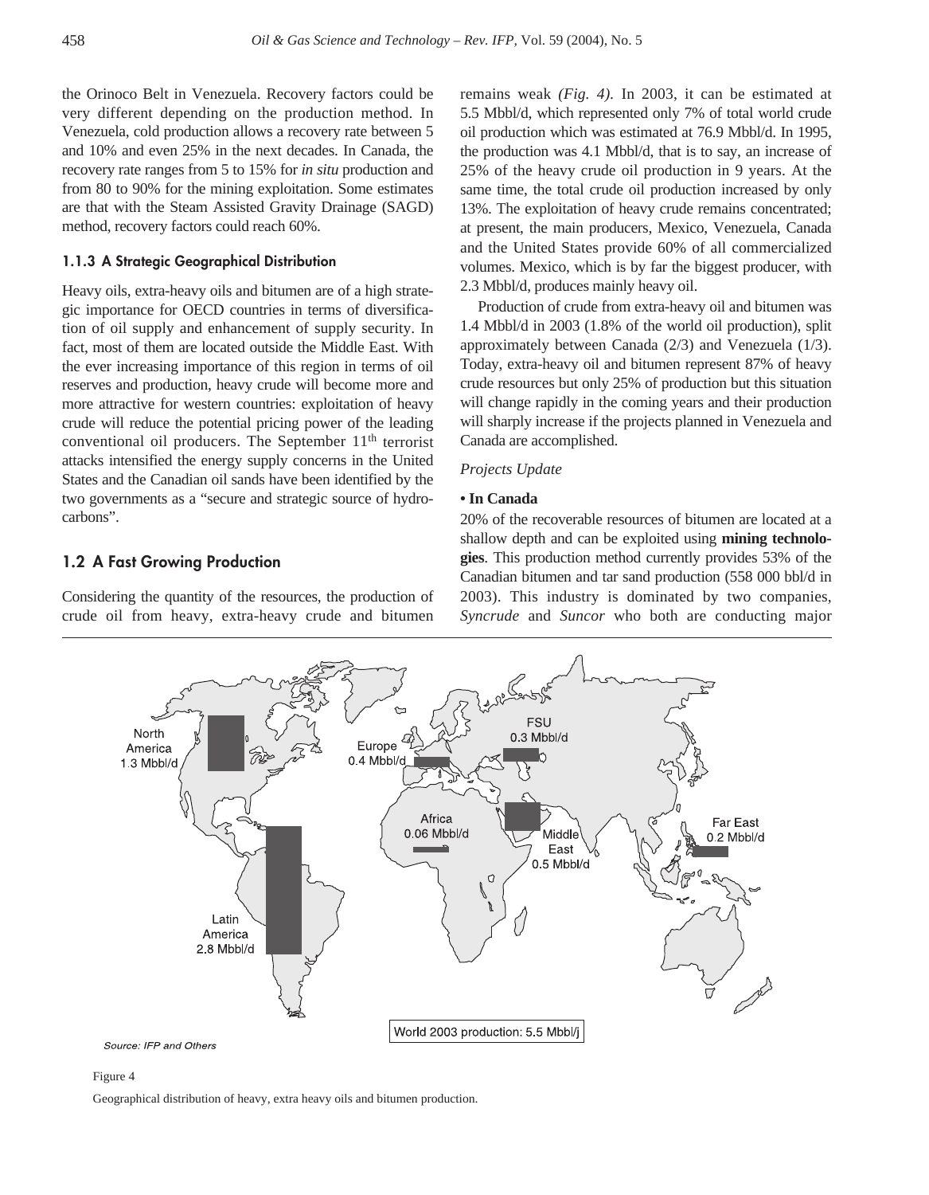the Orinoco Belt in Venezuela. Recovery factors could be very different depending on the production method. In Venezuela, cold production allows a recovery rate between 5 and 10% and even 25% in the next decades. In Canada, the recovery rate ranges from 5 to 15% for *in situ* production and from 80 to 90% for the mining exploitation. Some estimates are that with the Steam Assisted Gravity Drainage (SAGD) method, recovery factors could reach 60%.

### 1.1.3 A Strategic Geographical Distribution

Heavy oils, extra-heavy oils and bitumen are of a high strategic importance for OECD countries in terms of diversification of oil supply and enhancement of supply security. In fact, most of them are located outside the Middle East. With the ever increasing importance of this region in terms of oil reserves and production, heavy crude will become more and more attractive for western countries: exploitation of heavy crude will reduce the potential pricing power of the leading conventional oil producers. The September 11th terrorist attacks intensified the energy supply concerns in the United States and the Canadian oil sands have been identified by the two governments as a "secure and strategic source of hydrocarbons".

## 1.2 A Fast Growing Production

Considering the quantity of the resources, the production of crude oil from heavy, extra-heavy crude and bitumen remains weak *(Fig. 4)*. In 2003, it can be estimated at 5.5 Mbbl/d, which represented only 7% of total world crude oil production which was estimated at 76.9 Mbbl/d. In 1995, the production was 4.1 Mbbl/d, that is to say, an increase of 25% of the heavy crude oil production in 9 years. At the same time, the total crude oil production increased by only 13%. The exploitation of heavy crude remains concentrated; at present, the main producers, Mexico, Venezuela, Canada and the United States provide 60% of all commercialized volumes. Mexico, which is by far the biggest producer, with 2.3 Mbbl/d, produces mainly heavy oil.

Production of crude from extra-heavy oil and bitumen was 1.4 Mbbl/d in 2003 (1.8% of the world oil production), split approximately between Canada (2/3) and Venezuela (1/3). Today, extra-heavy oil and bitumen represent 87% of heavy crude resources but only 25% of production but this situation will change rapidly in the coming years and their production will sharply increase if the projects planned in Venezuela and Canada are accomplished.

*Projects Update*

**• In Canada**

20% of the recoverable resources of bitumen are located at a shallow depth and can be exploited using **mining technologies**. This production method currently provides 53% of the Canadian bitumen and tar sand production (558 000 bbl/d in 2003). This industry is dominated by two companies, *Syncrude* and *Suncor* who both are conducting major

Figure 4

Geographical distribution of heavy, extra heavy oils and bitumen production.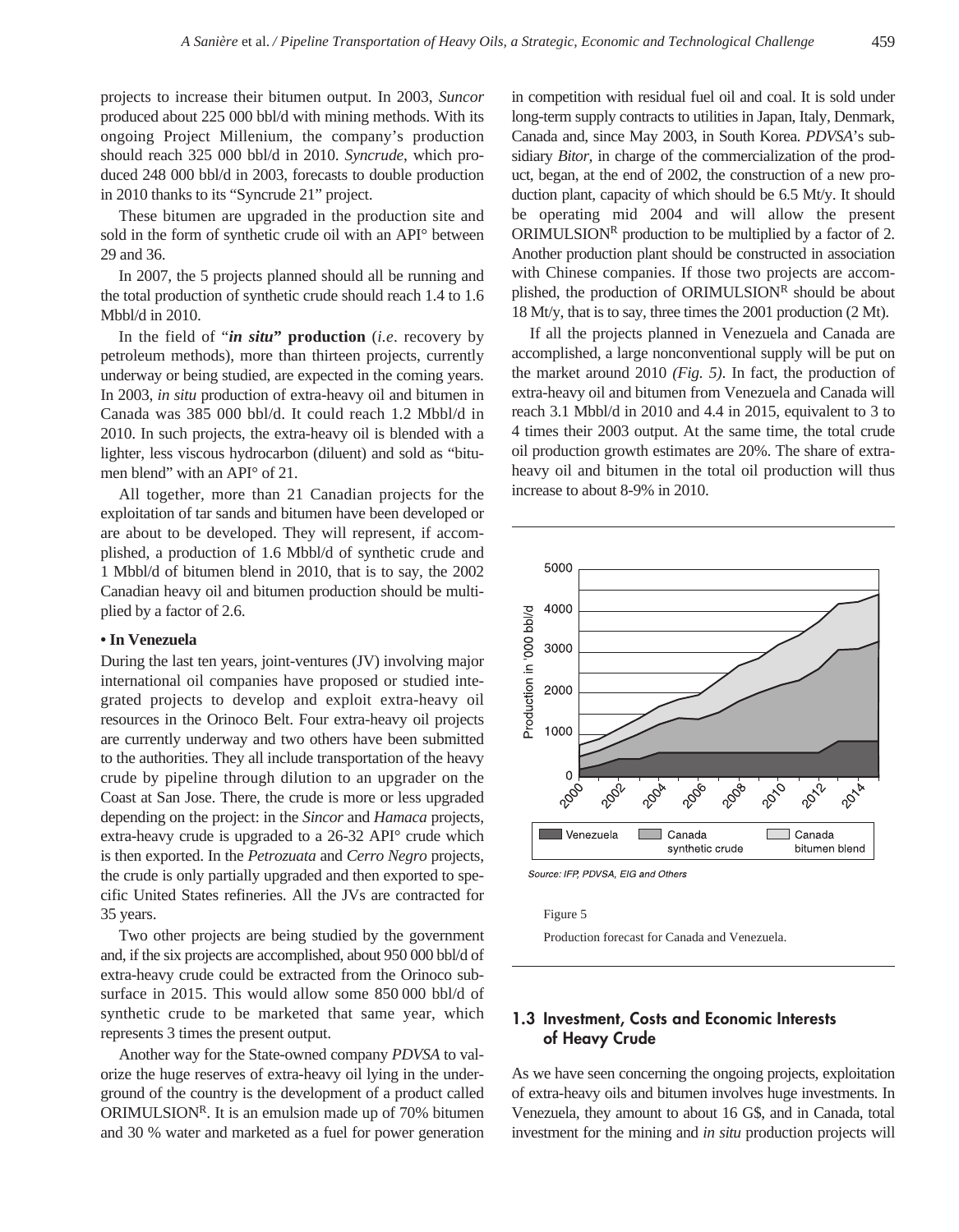projects to increase their bitumen output. In 2003, *Suncor* produced about 225 000 bbl/d with mining methods. With its ongoing Project Millenium, the company's production should reach 325 000 bbl/d in 2010. *Syncrude*, which produced 248 000 bbl/d in 2003, forecasts to double production in 2010 thanks to its "Syncrude 21" project.

These bitumen are upgraded in the production site and sold in the form of synthetic crude oil with an API° between 29 and 36.

In 2007, the 5 projects planned should all be running and the total production of synthetic crude should reach 1.4 to 1.6 Mbbl/d in 2010.

In the field of "***in situ*" production** (*i.e*. recovery by petroleum methods), more than thirteen projects, currently underway or being studied, are expected in the coming years. In 2003, *in situ* production of extra-heavy oil and bitumen in Canada was 385 000 bbl/d. It could reach 1.2 Mbbl/d in 2010. In such projects, the extra-heavy oil is blended with a lighter, less viscous hydrocarbon (diluent) and sold as "bitumen blend" with an API° of 21.

All together, more than 21 Canadian projects for the exploitation of tar sands and bitumen have been developed or are about to be developed. They will represent, if accomplished, a production of 1.6 Mbbl/d of synthetic crude and 1 Mbbl/d of bitumen blend in 2010, that is to say, the 2002 Canadian heavy oil and bitumen production should be multiplied by a factor of 2.6.

**• In Venezuela**

During the last ten years, joint-ventures (JV) involving major international oil companies have proposed or studied integrated projects to develop and exploit extra-heavy oil resources in the Orinoco Belt. Four extra-heavy oil projects are currently underway and two others have been submitted to the authorities. They all include transportation of the heavy crude by pipeline through dilution to an upgrader on the Coast at San Jose. There, the crude is more or less upgraded depending on the project: in the *Sincor* and *Hamaca* projects, extra-heavy crude is upgraded to a 26-32 API° crude which is then exported. In the *Petrozuata* and *Cerro Negro* projects, the crude is only partially upgraded and then exported to specific United States refineries. All the JVs are contracted for 35 years.

Two other projects are being studied by the government and, if the six projects are accomplished, about 950 000 bbl/d of extra-heavy crude could be extracted from the Orinoco subsurface in 2015. This would allow some 850 000 bbl/d of synthetic crude to be marketed that same year, which represents 3 times the present output.

Another way for the State-owned company *PDVSA* to valorize the huge reserves of extra-heavy oil lying in the underground of the country is the development of a product called ORIMULSION[R]. It is an emulsion made up of 70% bitumen and 30 % water and marketed as a fuel for power generation in competition with residual fuel oil and coal. It is sold under long-term supply contracts to utilities in Japan, Italy, Denmark, Canada and, since May 2003, in South Korea. *PDVSA*'s subsidiary *Bitor*, in charge of the commercialization of the product, began, at the end of 2002, the construction of a new production plant, capacity of which should be 6.5 Mt/y. It should be operating mid 2004 and will allow the present ORIMULSION[R] production to be multiplied by a factor of 2. Another production plant should be constructed in association with Chinese companies. If those two projects are accomplished, the production of ORIMULSION[R] should be about 18 Mt/y, that is to say, three times the 2001 production (2 Mt).

If all the projects planned in Venezuela and Canada are accomplished, a large nonconventional supply will be put on the market around 2010 *(Fig. 5)*. In fact, the production of extra-heavy oil and bitumen from Venezuela and Canada will reach 3.1 Mbbl/d in 2010 and 4.4 in 2015, equivalent to 3 to 4 times their 2003 output. At the same time, the total crude oil production growth estimates are 20%. The share of extra-heavy oil and bitumen in the total oil production will thus increase to about 8-9% in 2010.

Source: IFP, PDVSA, EIG and Others

Figure 5

Production forecast for Canada and Venezuela.

## 1.3 Investment, Costs and Economic Interests of Heavy Crude

As we have seen concerning the ongoing projects, exploitation of extra-heavy oils and bitumen involves huge investments. In Venezuela, they amount to about 16 G$, and in Canada, total investment for the mining and *in situ* production projects will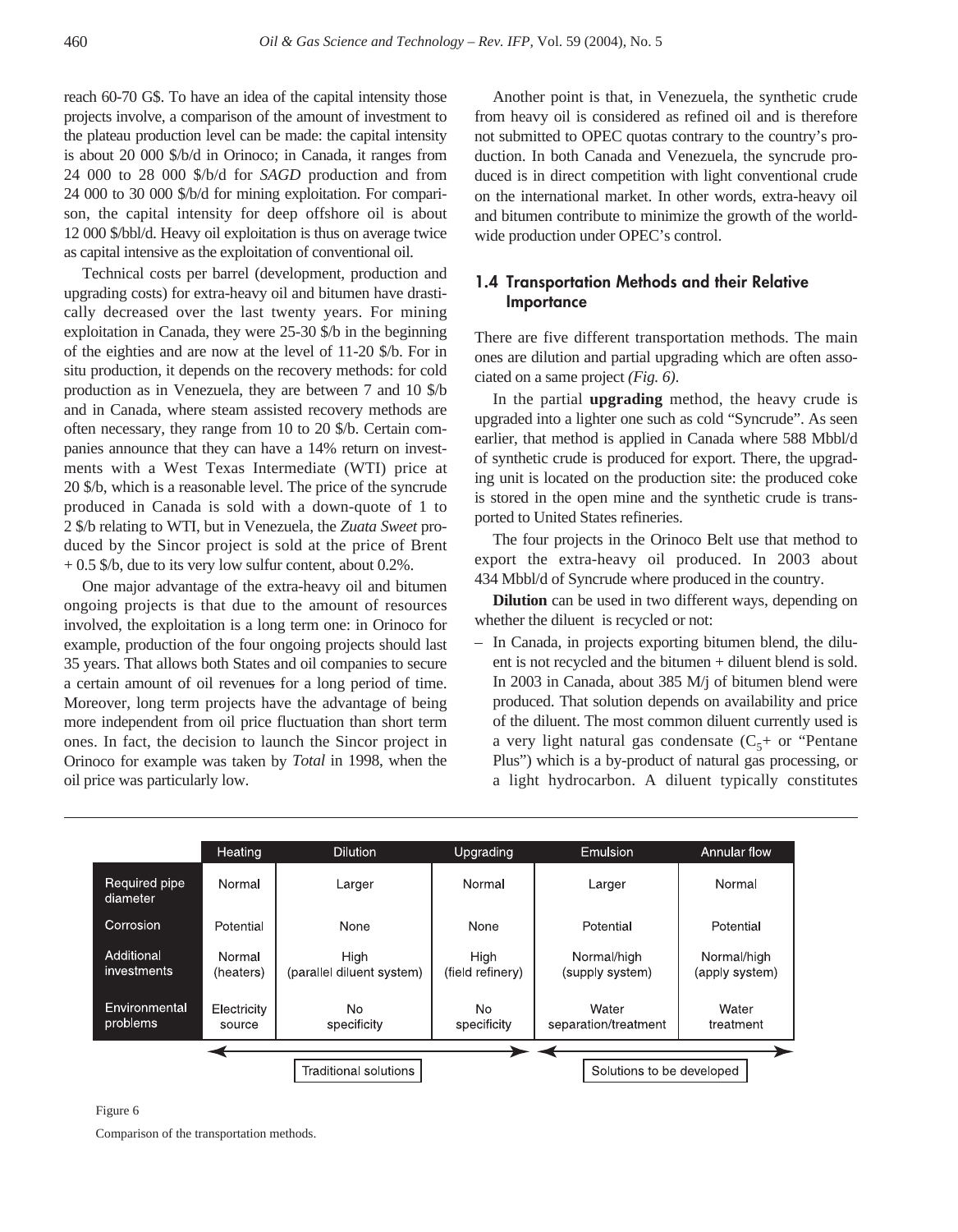reach 60-70 G$. To have an idea of the capital intensity those projects involve, a comparison of the amount of investment to the plateau production level can be made: the capital intensity is about 20 000 $/b/d in Orinoco; in Canada, it ranges from 24 000 to 28 000 $/b/d for *SAGD* production and from 24 000 to 30 000 $/b/d for mining exploitation. For comparison, the capital intensity for deep offshore oil is about 12 000 $/bbl/d. Heavy oil exploitation is thus on average twice as capital intensive as the exploitation of conventional oil.

Technical costs per barrel (development, production and upgrading costs) for extra-heavy oil and bitumen have drastically decreased over the last twenty years. For mining exploitation in Canada, they were 25-30 $/b in the beginning of the eighties and are now at the level of 11-20 $/b. For in situ production, it depends on the recovery methods: for cold production as in Venezuela, they are between 7 and 10 $/b and in Canada, where steam assisted recovery methods are often necessary, they range from 10 to 20 $/b. Certain companies announce that they can have a 14% return on investments with a West Texas Intermediate (WTI) price at 20 $/b, which is a reasonable level. The price of the syncrude produced in Canada is sold with a down-quote of 1 to 2 $/b relating to WTI, but in Venezuela, the *Zuata Sweet* produced by the Sincor project is sold at the price of Brent + 0.5 $/b, due to its very low sulfur content, about 0.2%.

One major advantage of the extra-heavy oil and bitumen ongoing projects is that due to the amount of resources involved, the exploitation is a long term one: in Orinoco for example, production of the four ongoing projects should last 35 years. That allows both States and oil companies to secure a certain amount of oil revenues for a long period of time. Moreover, long term projects have the advantage of being more independent from oil price fluctuation than short term ones. In fact, the decision to launch the Sincor project in Orinoco for example was taken by *Total* in 1998, when the oil price was particularly low.

Another point is that, in Venezuela, the synthetic crude from heavy oil is considered as refined oil and is therefore not submitted to OPEC quotas contrary to the country's production. In both Canada and Venezuela, the syncrude produced is in direct competition with light conventional crude on the international market. In other words, extra-heavy oil and bitumen contribute to minimize the growth of the worldwide production under OPEC's control.

### 1.4 Transportation Methods and their Relative Importance

There are five different transportation methods. The main ones are dilution and partial upgrading which are often associated on a same project *(Fig. 6)*.

In the partial **upgrading** method, the heavy crude is upgraded into a lighter one such as cold "Syncrude". As seen earlier, that method is applied in Canada where 588 Mbbl/d of synthetic crude is produced for export. There, the upgrading unit is located on the production site: the produced coke is stored in the open mine and the synthetic crude is transported to United States refineries.

The four projects in the Orinoco Belt use that method to export the extra-heavy oil produced. In 2003 about 434 Mbbl/d of Syncrude where produced in the country.

**Dilution** can be used in two different ways, depending on whether the diluent is recycled or not:

- In Canada, in projects exporting bitumen blend, the diluent is not recycled and the bitumen + diluent blend is sold. In 2003 in Canada, about 385 M/j of bitumen blend were produced. That solution depends on availability and price of the diluent. The most common diluent currently used is a very light natural gas condensate ($C_5$+ or "Pentane Plus") which is a by-product of natural gas processing, or a light hydrocarbon. A diluent typically constitutes

| | Heating | Dilution | Upgrading | Emulsion | Annular flow |
|---|---|---|---|---|---|
| Required pipe diameter | Normal | Larger | Normal | Larger | Normal |
| Corrosion | Potential | None | None | Potential | Potential |
| Additional investments | Normal (heaters) | High (parallel diluent system) | High (field refinery) | Normal/high (supply system) | Normal/high (apply system) |
| Environmental problems | Electricity source | No specificity | No specificity | Water separation/treatment | Water treatment |
| | Traditional solutions | | | Solutions to be developed | |

Figure 6

Comparison of the transportation methods.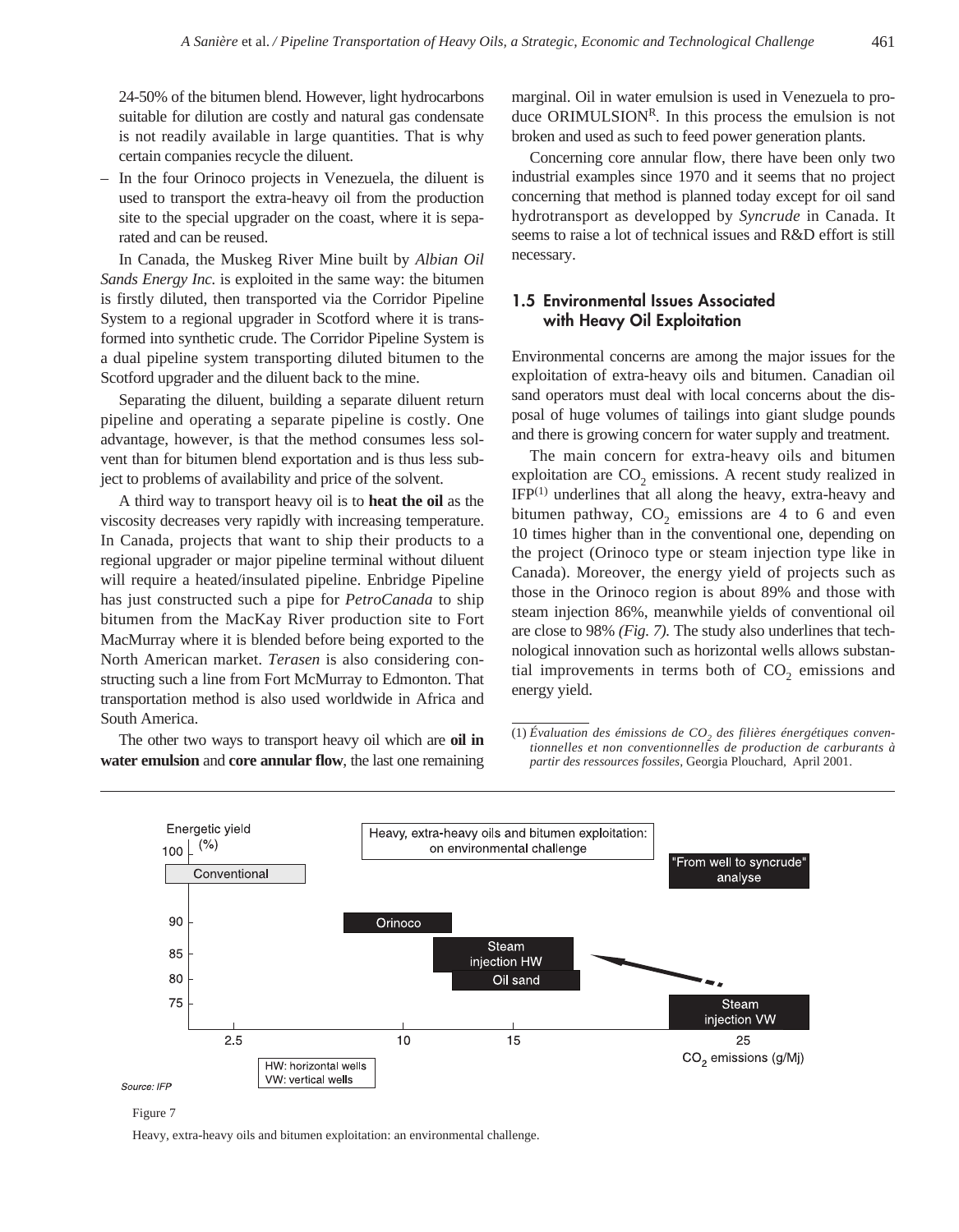24-50% of the bitumen blend. However, light hydrocarbons suitable for dilution are costly and natural gas condensate is not readily available in large quantities. That is why certain companies recycle the diluent.

– In the four Orinoco projects in Venezuela, the diluent is used to transport the extra-heavy oil from the production site to the special upgrader on the coast, where it is separated and can be reused.

In Canada, the Muskeg River Mine built by *Albian Oil Sands Energy Inc.* is exploited in the same way: the bitumen is firstly diluted, then transported via the Corridor Pipeline System to a regional upgrader in Scotford where it is transformed into synthetic crude. The Corridor Pipeline System is a dual pipeline system transporting diluted bitumen to the Scotford upgrader and the diluent back to the mine.

Separating the diluent, building a separate diluent return pipeline and operating a separate pipeline is costly. One advantage, however, is that the method consumes less solvent than for bitumen blend exportation and is thus less subject to problems of availability and price of the solvent.

A third way to transport heavy oil is to **heat the oil** as the viscosity decreases very rapidly with increasing temperature. In Canada, projects that want to ship their products to a regional upgrader or major pipeline terminal without diluent will require a heated/insulated pipeline. Enbridge Pipeline has just constructed such a pipe for *PetroCanada* to ship bitumen from the MacKay River production site to Fort MacMurray where it is blended before being exported to the North American market. *Terasen* is also considering constructing such a line from Fort McMurray to Edmonton. That transportation method is also used worldwide in Africa and South America.

The other two ways to transport heavy oil which are **oil in water emulsion** and **core annular flow**, the last one remaining marginal. Oil in water emulsion is used in Venezuela to produce ORIMULSION[R]. In this process the emulsion is not broken and used as such to feed power generation plants.

Concerning core annular flow, there have been only two industrial examples since 1970 and it seems that no project concerning that method is planned today except for oil sand hydrotransport as developped by *Syncrude* in Canada. It seems to raise a lot of technical issues and R&D effort is still necessary.

## 1.5 Environmental Issues Associated with Heavy Oil Exploitation

Environmental concerns are among the major issues for the exploitation of extra-heavy oils and bitumen. Canadian oil sand operators must deal with local concerns about the disposal of huge volumes of tailings into giant sludge pounds and there is growing concern for water supply and treatment.

The main concern for extra-heavy oils and bitumen exploitation are $CO_2$ emissions. A recent study realized in IFP[(1)] underlines that all along the heavy, extra-heavy and bitumen pathway, $CO_2$ emissions are 4 to 6 and even 10 times higher than in the conventional one, depending on the project (Orinoco type or steam injection type like in Canada). Moreover, the energy yield of projects such as those in the Orinoco region is about 89% and those with steam injection 86%, meanwhile yields of conventional oil are close to 98% *(Fig. 7)*. The study also underlines that technological innovation such as horizontal wells allows substantial improvements in terms both of $CO_2$ emissions and energy yield.

(1) *Évaluation des émissions de $CO_2$ des filières énergétiques conventionnelles et non conventionnelles de production de carburants à partir des ressources fossiles*, Georgia Plouchard, April 2001.

Figure 7

Heavy, extra-heavy oils and bitumen exploitation: an environmental challenge.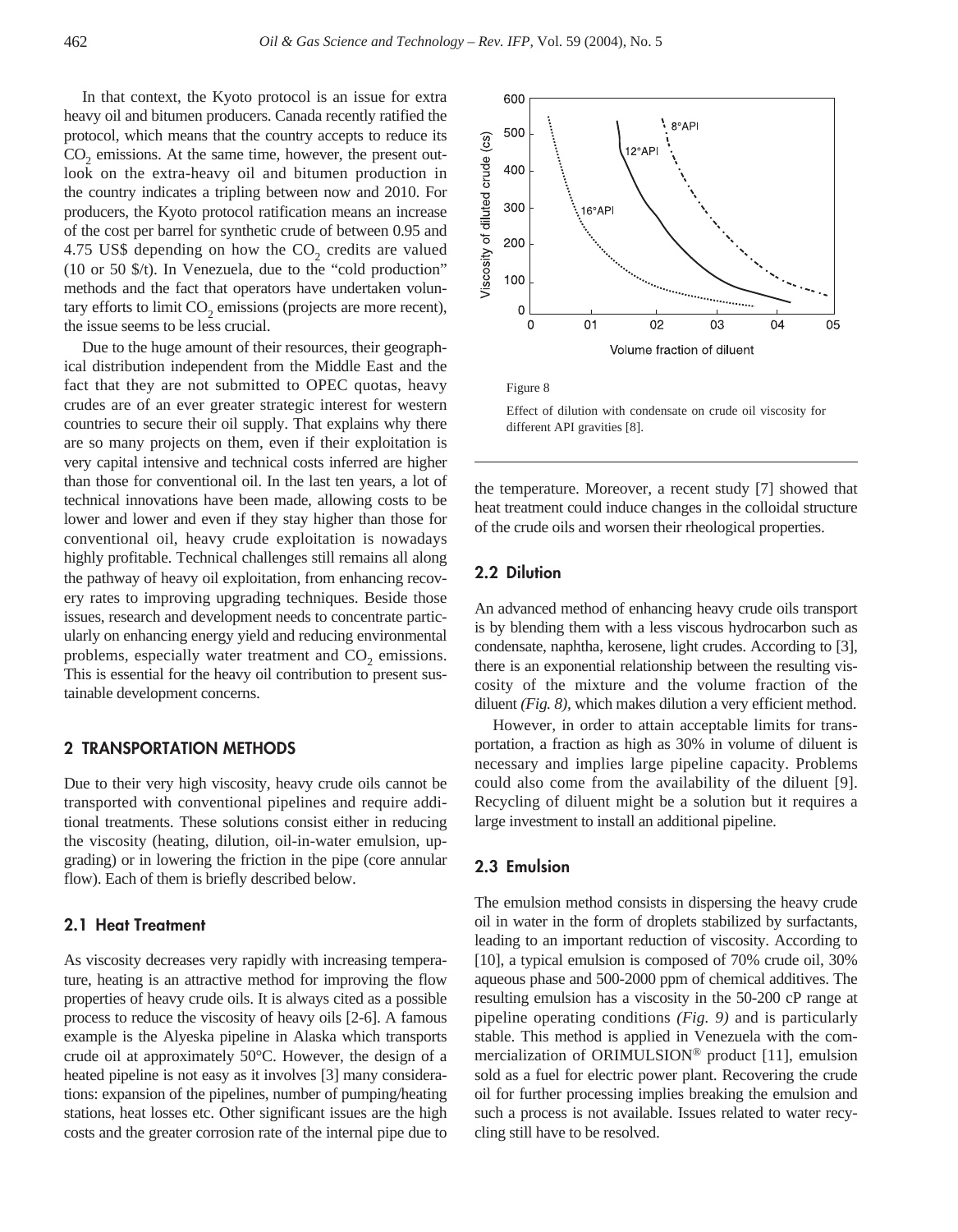In that context, the Kyoto protocol is an issue for extra heavy oil and bitumen producers. Canada recently ratified the protocol, which means that the country accepts to reduce its $CO_2$ emissions. At the same time, however, the present outlook on the extra-heavy oil and bitumen production in the country indicates a tripling between now and 2010. For producers, the Kyoto protocol ratification means an increase of the cost per barrel for synthetic crude of between 0.95 and 4.75 US$ depending on how the $CO_2$ credits are valued (10 or 50 $/t). In Venezuela, due to the "cold production" methods and the fact that operators have undertaken voluntary efforts to limit $CO_2$ emissions (projects are more recent), the issue seems to be less crucial.

Due to the huge amount of their resources, their geographical distribution independent from the Middle East and the fact that they are not submitted to OPEC quotas, heavy crudes are of an ever greater strategic interest for western countries to secure their oil supply. That explains why there are so many projects on them, even if their exploitation is very capital intensive and technical costs inferred are higher than those for conventional oil. In the last ten years, a lot of technical innovations have been made, allowing costs to be lower and lower and even if they stay higher than those for conventional oil, heavy crude exploitation is nowadays highly profitable. Technical challenges still remains all along the pathway of heavy oil exploitation, from enhancing recovery rates to improving upgrading techniques. Beside those issues, research and development needs to concentrate particularly on enhancing energy yield and reducing environmental problems, especially water treatment and $CO_2$ emissions. This is essential for the heavy oil contribution to present sustainable development concerns.

## 2 TRANSPORTATION METHODS

Due to their very high viscosity, heavy crude oils cannot be transported with conventional pipelines and require additional treatments. These solutions consist either in reducing the viscosity (heating, dilution, oil-in-water emulsion, upgrading) or in lowering the friction in the pipe (core annular flow). Each of them is briefly described below.

### 2.1 Heat Treatment

As viscosity decreases very rapidly with increasing temperature, heating is an attractive method for improving the flow properties of heavy crude oils. It is always cited as a possible process to reduce the viscosity of heavy oils [2-6]. A famous example is the Alyeska pipeline in Alaska which transports crude oil at approximately 50°C. However, the design of a heated pipeline is not easy as it involves [3] many considerations: expansion of the pipelines, number of pumping/heating stations, heat losses etc. Other significant issues are the high costs and the greater corrosion rate of the internal pipe due to the temperature. Moreover, a recent study [7] showed that heat treatment could induce changes in the colloidal structure of the crude oils and worsen their rheological properties.

Figure 8

Effect of dilution with condensate on crude oil viscosity for different API gravities [8].

### 2.2 Dilution

An advanced method of enhancing heavy crude oils transport is by blending them with a less viscous hydrocarbon such as condensate, naphtha, kerosene, light crudes. According to [3], there is an exponential relationship between the resulting viscosity of the mixture and the volume fraction of the diluent *(Fig. 8)*, which makes dilution a very efficient method.

However, in order to attain acceptable limits for transportation, a fraction as high as 30% in volume of diluent is necessary and implies large pipeline capacity. Problems could also come from the availability of the diluent [9]. Recycling of diluent might be a solution but it requires a large investment to install an additional pipeline.

### 2.3 Emulsion

The emulsion method consists in dispersing the heavy crude oil in water in the form of droplets stabilized by surfactants, leading to an important reduction of viscosity. According to [10], a typical emulsion is composed of 70% crude oil, 30% aqueous phase and 500-2000 ppm of chemical additives. The resulting emulsion has a viscosity in the 50-200 cP range at pipeline operating conditions *(Fig. 9)* and is particularly stable. This method is applied in Venezuela with the commercialization of ORIMULSION® product [11], emulsion sold as a fuel for electric power plant. Recovering the crude oil for further processing implies breaking the emulsion and such a process is not available. Issues related to water recycling still have to be resolved.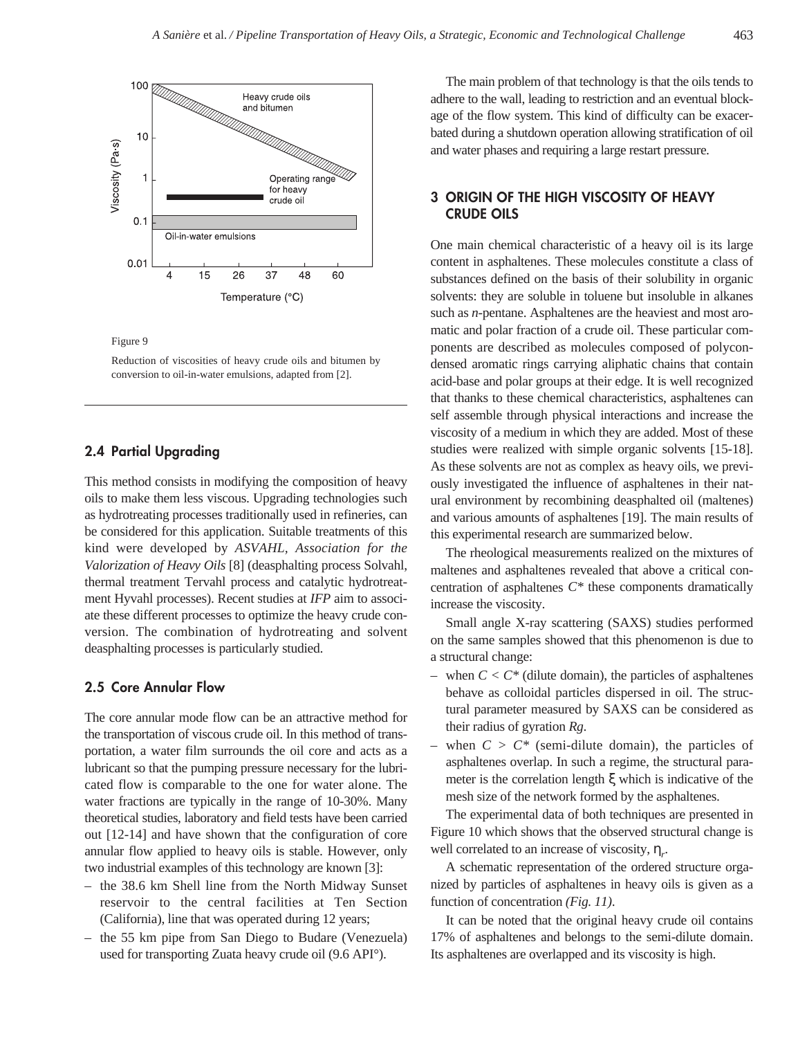Figure 9

Reduction of viscosities of heavy crude oils and bitumen by conversion to oil-in-water emulsions, adapted from [2].

### 2.4 Partial Upgrading

This method consists in modifying the composition of heavy oils to make them less viscous. Upgrading technologies such as hydrotreating processes traditionally used in refineries, can be considered for this application. Suitable treatments of this kind were developed by *ASVAHL, Association for the Valorization of Heavy Oils* [8] (deasphalting process Solvahl, thermal treatment Tervahl process and catalytic hydrotreatment Hyvahl processes). Recent studies at *IFP* aim to associate these different processes to optimize the heavy crude conversion. The combination of hydrotreating and solvent deasphalting processes is particularly studied.

### 2.5 Core Annular Flow

The core annular mode flow can be an attractive method for the transportation of viscous crude oil. In this method of transportation, a water film surrounds the oil core and acts as a lubricant so that the pumping pressure necessary for the lubricated flow is comparable to the one for water alone. The water fractions are typically in the range of 10-30%. Many theoretical studies, laboratory and field tests have been carried out [12-14] and have shown that the configuration of core annular flow applied to heavy oils is stable. However, only two industrial examples of this technology are known [3]:

- the 38.6 km Shell line from the North Midway Sunset reservoir to the central facilities at Ten Section (California), line that was operated during 12 years;
- the 55 km pipe from San Diego to Budare (Venezuela) used for transporting Zuata heavy crude oil (9.6 API°).

The main problem of that technology is that the oils tends to adhere to the wall, leading to restriction and an eventual blockage of the flow system. This kind of difficulty can be exacerbated during a shutdown operation allowing stratification of oil and water phases and requiring a large restart pressure.

## 3 ORIGIN OF THE HIGH VISCOSITY OF HEAVY CRUDE OILS

One main chemical characteristic of a heavy oil is its large content in asphaltenes. These molecules constitute a class of substances defined on the basis of their solubility in organic solvents: they are soluble in toluene but insoluble in alkanes such as *n*-pentane. Asphaltenes are the heaviest and most aromatic and polar fraction of a crude oil. These particular components are described as molecules composed of polycondensed aromatic rings carrying aliphatic chains that contain acid-base and polar groups at their edge. It is well recognized that thanks to these chemical characteristics, asphaltenes can self assemble through physical interactions and increase the viscosity of a medium in which they are added. Most of these studies were realized with simple organic solvents [15-18]. As these solvents are not as complex as heavy oils, we previously investigated the influence of asphaltenes in their natural environment by recombining deasphalted oil (maltenes) and various amounts of asphaltenes [19]. The main results of this experimental research are summarized below.

The rheological measurements realized on the mixtures of maltenes and asphaltenes revealed that above a critical concentration of asphaltenes $C^*$ these components dramatically increase the viscosity.

Small angle X-ray scattering (SAXS) studies performed on the same samples showed that this phenomenon is due to a structural change:

- when $C < C^*$ (dilute domain), the particles of asphaltenes behave as colloidal particles dispersed in oil. The structural parameter measured by SAXS can be considered as their radius of gyration $Rg$.
- when $C > C^*$ (semi-dilute domain), the particles of asphaltenes overlap. In such a regime, the structural parameter is the correlation length $\xi$ which is indicative of the mesh size of the network formed by the asphaltenes.

The experimental data of both techniques are presented in Figure 10 which shows that the observed structural change is well correlated to an increase of viscosity, $\eta_r$.

A schematic representation of the ordered structure organized by particles of asphaltenes in heavy oils is given as a function of concentration *(Fig. 11)*.

It can be noted that the original heavy crude oil contains 17% of asphaltenes and belongs to the semi-dilute domain. Its asphaltenes are overlapped and its viscosity is high.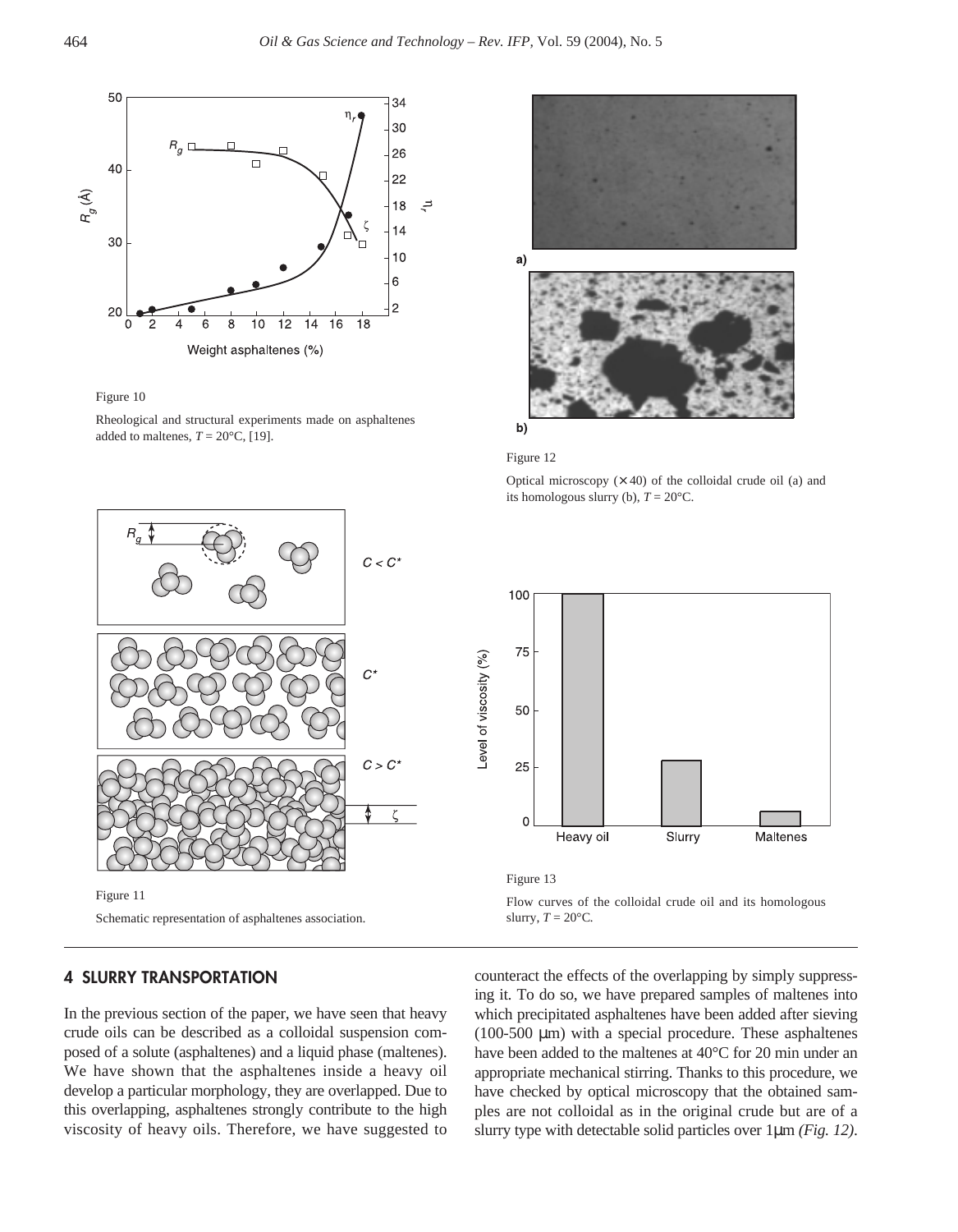Figure 10

Rheological and structural experiments made on asphaltenes added to maltenes, $T = 20°C$, [19].

Figure 11

Schematic representation of asphaltenes association.

Figure 12

Optical microscopy ($\times 40$) of the colloidal crude oil (a) and its homologous slurry (b), $T = 20°C$.

Figure 13

Flow curves of the colloidal crude oil and its homologous slurry, $T = 20°C$.

## 4 SLURRY TRANSPORTATION

In the previous section of the paper, we have seen that heavy crude oils can be described as a colloidal suspension composed of a solute (asphaltenes) and a liquid phase (maltenes). We have shown that the asphaltenes inside a heavy oil develop a particular morphology, they are overlapped. Due to this overlapping, asphaltenes strongly contribute to the high viscosity of heavy oils. Therefore, we have suggested to counteract the effects of the overlapping by simply suppressing it. To do so, we have prepared samples of maltenes into which precipitated asphaltenes have been added after sieving (100-500 µm) with a special procedure. These asphaltenes have been added to the maltenes at 40°C for 20 min under an appropriate mechanical stirring. Thanks to this procedure, we have checked by optical microscopy that the obtained samples are not colloidal as in the original crude but are of a slurry type with detectable solid particles over 1µm *(Fig. 12)*.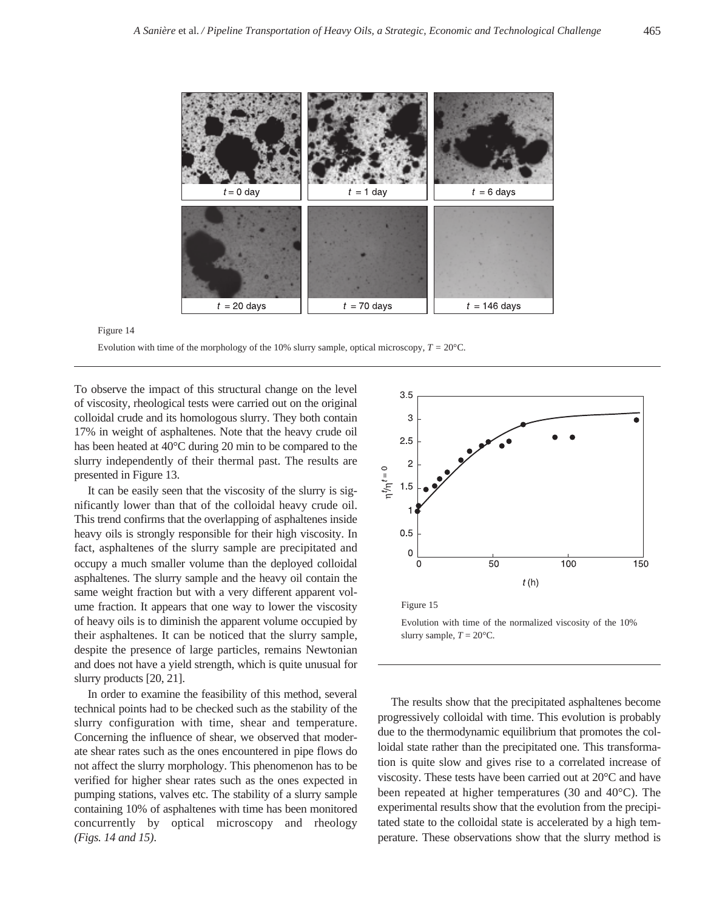Figure 14

Evolution with time of the morphology of the 10% slurry sample, optical microscopy, $T$ = 20°C.

To observe the impact of this structural change on the level of viscosity, rheological tests were carried out on the original colloidal crude and its homologous slurry. They both contain 17% in weight of asphaltenes. Note that the heavy crude oil has been heated at 40°C during 20 min to be compared to the slurry independently of their thermal past. The results are presented in Figure 13.

It can be easily seen that the viscosity of the slurry is significantly lower than that of the colloidal heavy crude oil. This trend confirms that the overlapping of asphaltenes inside heavy oils is strongly responsible for their high viscosity. In fact, asphaltenes of the slurry sample are precipitated and occupy a much smaller volume than the deployed colloidal asphaltenes. The slurry sample and the heavy oil contain the same weight fraction but with a very different apparent volume fraction. It appears that one way to lower the viscosity of heavy oils is to diminish the apparent volume occupied by their asphaltenes. It can be noticed that the slurry sample, despite the presence of large particles, remains Newtonian and does not have a yield strength, which is quite unusual for slurry products [20, 21].

In order to examine the feasibility of this method, several technical points had to be checked such as the stability of the slurry configuration with time, shear and temperature. Concerning the influence of shear, we observed that moderate shear rates such as the ones encountered in pipe flows do not affect the slurry morphology. This phenomenon has to be verified for higher shear rates such as the ones expected in pumping stations, valves etc. The stability of a slurry sample containing 10% of asphaltenes with time has been monitored concurrently by optical microscopy and rheology *(Figs. 14 and 15)*.

Figure 15

Evolution with time of the normalized viscosity of the 10% slurry sample, $T$ = 20°C.

The results show that the precipitated asphaltenes become progressively colloidal with time. This evolution is probably due to the thermodynamic equilibrium that promotes the colloidal state rather than the precipitated one. This transformation is quite slow and gives rise to a correlated increase of viscosity. These tests have been carried out at 20°C and have been repeated at higher temperatures (30 and 40°C). The experimental results show that the evolution from the precipitated state to the colloidal state is accelerated by a high temperature. These observations show that the slurry method is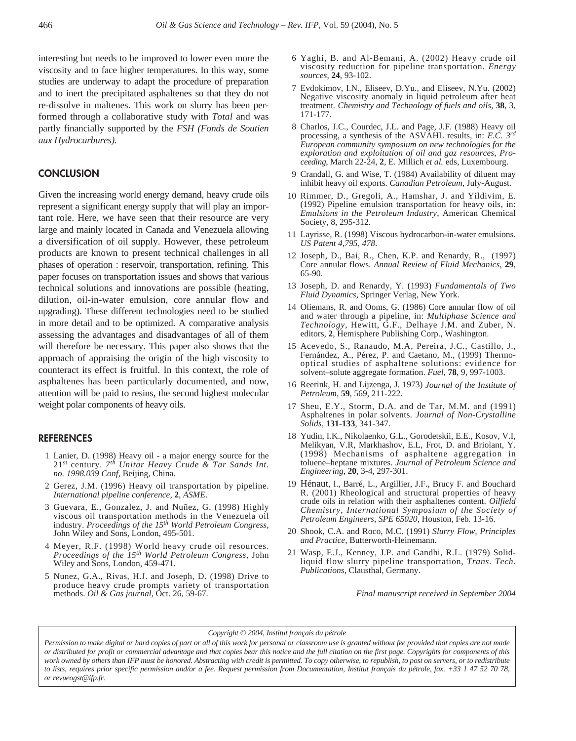interesting but needs to be improved to lower even more the viscosity and to face higher temperatures. In this way, some studies are underway to adapt the procedure of preparation and to inert the precipitated asphaltenes so that they do not re-dissolve in maltenes. This work on slurry has been performed through a collaborative study with *Total* and was partly financially supported by the *FSH (Fonds de Soutien aux Hydrocarbures).*

## CONCLUSION

Given the increasing world energy demand, heavy crude oils represent a significant energy supply that will play an important role. Here, we have seen that their resource are very large and mainly located in Canada and Venezuela allowing a diversification of oil supply. However, these petroleum products are known to present technical challenges in all phases of operation : reservoir, transportation, refining. This paper focuses on transportation issues and shows that various technical solutions and innovations are possible (heating, dilution, oil-in-water emulsion, core annular flow and upgrading). These different technologies need to be studied in more detail and to be optimized. A comparative analysis assessing the advantages and disadvantages of all of them will therefore be necessary. This paper also shows that the approach of appraising the origin of the high viscosity to counteract its effect is fruitful. In this context, the role of asphaltenes has been particularly documented, and now, attention will be paid to resins, the second highest molecular weight polar components of heavy oils.

## REFERENCES

1 Lanier, D. (1998) Heavy oil - a major energy source for the 21st century. *7th Unitar Heavy Crude & Tar Sands Int. no. 1998.039 Conf,* Beijing, China.

2 Gerez, J.M. (1996) Heavy oil transportation by pipeline. *International pipeline conference,* **2**, *ASME*.

3 Guevara, E., Gonzalez, J. and Nuñez, G. (1998) Highly viscous oil transportation methods in the Venezuela oil industry. *Proceedings of the 15th World Petroleum Congress*, John Wiley and Sons, London, 495-501.

4 Meyer, R.F. (1998) World heavy crude oil resources. *Proceedings of the 15th World Petroleum Congress,* John Wiley and Sons, London, 459-471.

5 Nunez, G.A., Rivas, H.J. and Joseph, D. (1998) Drive to produce heavy crude prompts variety of transportation methods. *Oil & Gas journal*, Oct. 26, 59-67.

6 Yaghi, B. and Al-Bemani, A. (2002) Heavy crude oil viscosity reduction for pipeline transportation. *Energy sources,* **24**, 93-102.

7 Evdokimov, I.N., Eliseev, D.Yu., and Eliseev, N.Yu. (2002) Negative viscosity anomaly in liquid petroleum after heat treatment*. Chemistry and Technology of fuels and oils*, **38**, 3, 171-177.

8 Charlos, J.C., Courdec, J.L. and Page, J.F. (1988) Heavy oil processing, a synthesis of the ASVAHL results, in: *E.C. 3rd European community symposium on new technologies for the exploration and exploitation of oil and gaz resources, Proceeding*, March 22-24, **2**, E. Millich *et al.* eds, Luxembourg.

9 Crandall, G. and Wise, T. (1984) Availability of diluent may inhibit heavy oil exports. *Canadian Petroleum*, July-August.

10 Rimmer, D., Gregoli, A., Hamshar, J. and Yildivim, E. (1992) Pipeline emulsion transportation for heavy oils, in: *Emulsions in the Petroleum Industry*, American Chemical Society, 8, 295-312.

11 Layrisse, R. (1998) Viscous hydrocarbon-in-water emulsions. *US Patent 4,795, 478*.

12 Joseph, D., Bai, R., Chen, K.P. and Renardy, R., (1997) Core annular flows. *Annual Review of Fluid Mechanics*, **29**, 65-90.

13 Joseph, D. and Renardy, Y. (1993) *Fundamentals of Two Fluid Dynamics*, Springer Verlag, New York.

14 Oliemans, R. and Ooms, G. (1986) Core annular flow of oil and water through a pipeline, in: *Multiphase Science and Technology*, Hewitt, G.F., Delhaye J.M. and Zuber, N. editors, **2**, Hemisphere Publishing Corp., Washington.

15 Acevedo, S., Ranaudo, M.A, Pereira, J.C., Castillo, J., Fernández, A., Pérez, P. and Caetano, M., (1999) Thermo-optical studies of asphaltene solutions: evidence for solvent–solute aggregate formation. *Fuel*, **78**, 9, 997-1003.

16 Reerink, H. and Lijzenga, J. 1973) *Journal of the Institute of Petroleum*, **59**, 569, 211-222.

17 Sheu, E.Y., Storm, D.A. and de Tar, M.M. and (1991) Asphaltenes in polar solvents. *Journal of Non-Crystalline Solids*, **131-133**, 341-347.

18 Yudin, I.K., Nikolaenko, G.L., Gorodetskii, E.E., Kosov, V.I, Melikyan, V.R, Markhashov, E.L, Frot, D. and Briolant, Y. (1998) Mechanisms of asphaltene aggregation in toluene–heptane mixtures. *Journal of Petroleum Science and Engineering*, **20**, 3-4, 297-301.

19 Hénaut, I., Barré, L., Argillier, J.F., Brucy F. and Bouchard R. (2001) Rheological and structural properties of heavy crude oils in relation with their asphaltenes content. *Oilfield Chemistry, International Symposium of the Society of Petroleum Engineers*, *SPE 65020*, Houston, Feb. 13-16.

20 Shook, C.A. and Roco, M.C. (1991) *Slurry Flow, Principles and Practice*, Butterworth-Heinemann.

21 Wasp, E.J., Kenney, J.P. and Gandhi, R.L. (1979) Solid-liquid flow slurry pipeline transportation, *Trans. Tech. Publications*, Clausthal, Germany.

*Final manuscript received in September 2004*

*Copyright © 2004, Institut français du pétrole*

*Permission to make digital or hard copies of part or all of this work for personal or classroom use is granted without fee provided that copies are not made or distributed for profit or commercial advantage and that copies bear this notice and the full citation on the first page. Copyrights for components of this work owned by others than IFP must be honored. Abstracting with credit is permitted. To copy otherwise, to republish, to post on servers, or to redistribute to lists, requires prior specific permission and/or a fee. Request permission from Documentation, Institut français du pétrole, fax. +33 1 47 52 70 78, or revueogst@ifp.fr.*